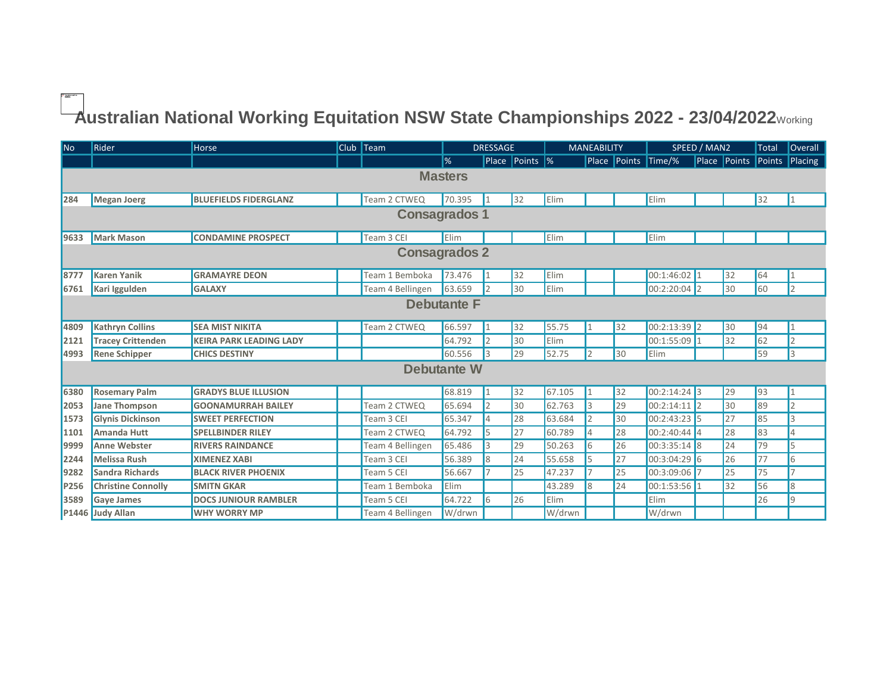# Australian National Working Equitation NSW State Championships 2022 - 23/04/2022

Working

| No | Rider | Horse | Club | Team | DRESSAGE | | | MANEABILITY | | | SPEED / MAN2 | | | Total | Overall |
|---|---|---|---|---|---|---|---|---|---|---|---|---|---|---|---|
| | | | | | % | Place | Points | % | Place | Points | Time/% | Place | Points | Points | Placing |
| **Masters** | | | | | | | | | | | | | | | |
| 284 | Megan Joerg | BLUEFIELDS FIDERGLANZ | | Team 2 CTWEQ | 70.395 | 1 | 32 | Elim | | | Elim | | | 32 | 1 |
| **Consagrados 1** | | | | | | | | | | | | | | | |
| 9633 | Mark Mason | CONDAMINE PROSPECT | | Team 3 CEI | Elim | | | Elim | | | Elim | | | | |
| **Consagrados 2** | | | | | | | | | | | | | | | |
| 8777 | Karen Yanik | GRAMAYRE DEON | | Team 1 Bemboka | 73.476 | 1 | 32 | Elim | | | 00:1:46:02 | 1 | 32 | 64 | 1 |
| 6761 | Kari Iggulden | GALAXY | | Team 4 Bellingen | 63.659 | 2 | 30 | Elim | | | 00:2:20:04 | 2 | 30 | 60 | 2 |
| **Debutante F** | | | | | | | | | | | | | | | |
| 4809 | Kathryn Collins | SEA MIST NIKITA | | Team 2 CTWEQ | 66.597 | 1 | 32 | 55.75 | 1 | 32 | 00:2:13:39 | 2 | 30 | 94 | 1 |
| 2121 | Tracey Crittenden | KEIRA PARK LEADING LADY | | | 64.792 | 2 | 30 | Elim | | | 00:1:55:09 | 1 | 32 | 62 | 2 |
| 4993 | Rene Schipper | CHICS DESTINY | | | 60.556 | 3 | 29 | 52.75 | 2 | 30 | Elim | | | 59 | 3 |
| **Debutante W** | | | | | | | | | | | | | | | |
| 6380 | Rosemary Palm | GRADYS BLUE ILLUSION | | | 68.819 | 1 | 32 | 67.105 | 1 | 32 | 00:2:14:24 | 3 | 29 | 93 | 1 |
| 2053 | Jane Thompson | GOONAMURRAH BAILEY | | Team 2 CTWEQ | 65.694 | 2 | 30 | 62.763 | 3 | 29 | 00:2:14:11 | 2 | 30 | 89 | 2 |
| 1573 | Glynis Dickinson | SWEET PERFECTION | | Team 3 CEI | 65.347 | 4 | 28 | 63.684 | 2 | 30 | 00:2:43:23 | 5 | 27 | 85 | 3 |
| 1101 | Amanda Hutt | SPELLBINDER RILEY | | Team 2 CTWEQ | 64.792 | 5 | 27 | 60.789 | 4 | 28 | 00:2:40:44 | 4 | 28 | 83 | 4 |
| 9999 | Anne Webster | RIVERS RAINDANCE | | Team 4 Bellingen | 65.486 | 3 | 29 | 50.263 | 6 | 26 | 00:3:35:14 | 8 | 24 | 79 | 5 |
| 2244 | Melissa Rush | XIMENEZ XABI | | Team 3 CEI | 56.389 | 8 | 24 | 55.658 | 5 | 27 | 00:3:04:29 | 6 | 26 | 77 | 6 |
| 9282 | Sandra Richards | BLACK RIVER PHOENIX | | Team 5 CEI | 56.667 | 7 | 25 | 47.237 | 7 | 25 | 00:3:09:06 | 7 | 25 | 75 | 7 |
| P256 | Christine Connolly | SMITN GKAR | | Team 1 Bemboka | Elim | | | 43.289 | 8 | 24 | 00:1:53:56 | 1 | 32 | 56 | 8 |
| 3589 | Gaye James | DOCS JUNIOUR RAMBLER | | Team 5 CEI | 64.722 | 6 | 26 | Elim | | | Elim | | | 26 | 9 |
| P1446 | Judy Allan | WHY WORRY MP | | Team 4 Bellingen | W/drwn | | | W/drwn | | | W/drwn | | | | |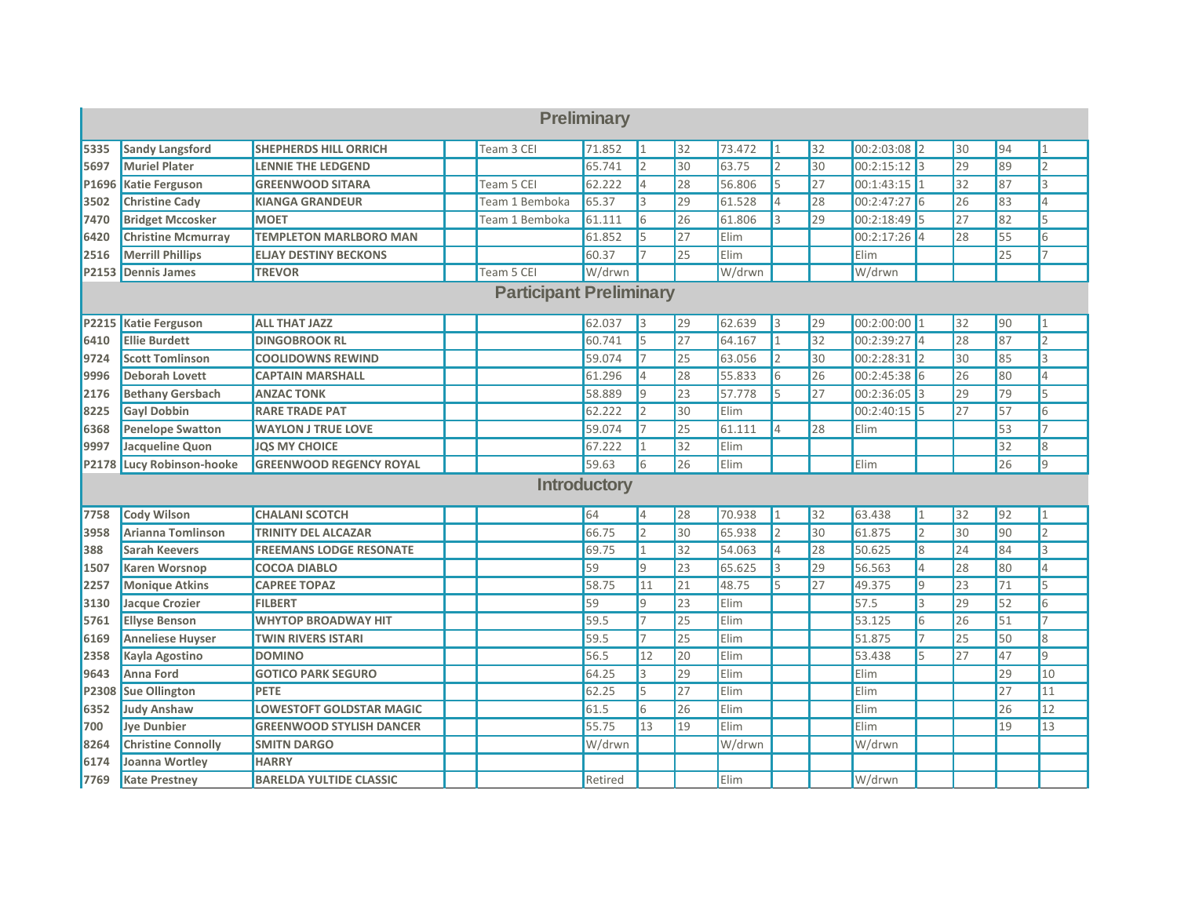| | | | | | | | | | | | | | | | | |
|---|---|---|---|---|---|---|---|---|---|---|---|---|---|---|---|---|
| **Preliminary** | | | | | | | | | | | | | | | | |
| **5335** | **Sandy Langsford** | **SHEPHERDS HILL ORRICH** | | Team 3 CEI | 71.852 | 1 | 32 | 73.472 | 1 | 32 | 00:2:03:08 | 2 | 30 | 94 | 1 |
| **5697** | **Muriel Plater** | **LENNIE THE LEDGEND** | | | 65.741 | 2 | 30 | 63.75 | 2 | 30 | 00:2:15:12 | 3 | 29 | 89 | 2 |
| **P1696** | **Katie Ferguson** | **GREENWOOD SITARA** | | Team 5 CEI | 62.222 | 4 | 28 | 56.806 | 5 | 27 | 00:1:43:15 | 1 | 32 | 87 | 3 |
| **3502** | **Christine Cady** | **KIANGA GRANDEUR** | | Team 1 Bemboka | 65.37 | 3 | 29 | 61.528 | 4 | 28 | 00:2:47:27 | 6 | 26 | 83 | 4 |
| **7470** | **Bridget Mccosker** | **MOET** | | Team 1 Bemboka | 61.111 | 6 | 26 | 61.806 | 3 | 29 | 00:2:18:49 | 5 | 27 | 82 | 5 |
| **6420** | **Christine Mcmurray** | **TEMPLETON MARLBORO MAN** | | | 61.852 | 5 | 27 | Elim | | | 00:2:17:26 | 4 | 28 | 55 | 6 |
| **2516** | **Merrill Phillips** | **ELJAY DESTINY BECKONS** | | | 60.37 | 7 | 25 | Elim | | | Elim | | | 25 | 7 |
| **P2153** | **Dennis James** | **TREVOR** | | Team 5 CEI | W/drwn | | | W/drwn | | | W/drwn | | | | |
| **Participant Preliminary** | | | | | | | | | | | | | | | | |
| **P2215** | **Katie Ferguson** | **ALL THAT JAZZ** | | | 62.037 | 3 | 29 | 62.639 | 3 | 29 | 00:2:00:00 | 1 | 32 | 90 | 1 |
| **6410** | **Ellie Burdett** | **DINGOBROOK RL** | | | 60.741 | 5 | 27 | 64.167 | 1 | 32 | 00:2:39:27 | 4 | 28 | 87 | 2 |
| **9724** | **Scott Tomlinson** | **COOLIDOWNS REWIND** | | | 59.074 | 7 | 25 | 63.056 | 2 | 30 | 00:2:28:31 | 2 | 30 | 85 | 3 |
| **9996** | **Deborah Lovett** | **CAPTAIN MARSHALL** | | | 61.296 | 4 | 28 | 55.833 | 6 | 26 | 00:2:45:38 | 6 | 26 | 80 | 4 |
| **2176** | **Bethany Gersbach** | **ANZAC TONK** | | | 58.889 | 9 | 23 | 57.778 | 5 | 27 | 00:2:36:05 | 3 | 29 | 79 | 5 |
| **8225** | **Gayl Dobbin** | **RARE TRADE PAT** | | | 62.222 | 2 | 30 | Elim | | | 00:2:40:15 | 5 | 27 | 57 | 6 |
| **6368** | **Penelope Swatton** | **WAYLON J TRUE LOVE** | | | 59.074 | 7 | 25 | 61.111 | 4 | 28 | Elim | | | 53 | 7 |
| **9997** | **Jacqueline Quon** | **JQS MY CHOICE** | | | 67.222 | 1 | 32 | Elim | | | | | | 32 | 8 |
| **P2178** | **Lucy Robinson-hooke** | **GREENWOOD REGENCY ROYAL** | | | 59.63 | 6 | 26 | Elim | | | Elim | | | 26 | 9 |
| **Introductory** | | | | | | | | | | | | | | | | |
| **7758** | **Cody Wilson** | **CHALANI SCOTCH** | | | 64 | 4 | 28 | 70.938 | 1 | 32 | 63.438 | 1 | 32 | 92 | 1 |
| **3958** | **Arianna Tomlinson** | **TRINITY DEL ALCAZAR** | | | 66.75 | 2 | 30 | 65.938 | 2 | 30 | 61.875 | 2 | 30 | 90 | 2 |
| **388** | **Sarah Keevers** | **FREEMANS LODGE RESONATE** | | | 69.75 | 1 | 32 | 54.063 | 4 | 28 | 50.625 | 8 | 24 | 84 | 3 |
| **1507** | **Karen Worsnop** | **COCOA DIABLO** | | | 59 | 9 | 23 | 65.625 | 3 | 29 | 56.563 | 4 | 28 | 80 | 4 |
| **2257** | **Monique Atkins** | **CAPREE TOPAZ** | | | 58.75 | 11 | 21 | 48.75 | 5 | 27 | 49.375 | 9 | 23 | 71 | 5 |
| **3130** | **Jacque Crozier** | **FILBERT** | | | 59 | 9 | 23 | Elim | | | 57.5 | 3 | 29 | 52 | 6 |
| **5761** | **Ellyse Benson** | **WHYTOP BROADWAY HIT** | | | 59.5 | 7 | 25 | Elim | | | 53.125 | 6 | 26 | 51 | 7 |
| **6169** | **Anneliese Huyser** | **TWIN RIVERS ISTARI** | | | 59.5 | 7 | 25 | Elim | | | 51.875 | 7 | 25 | 50 | 8 |
| **2358** | **Kayla Agostino** | **DOMINO** | | | 56.5 | 12 | 20 | Elim | | | 53.438 | 5 | 27 | 47 | 9 |
| **9643** | **Anna Ford** | **GOTICO PARK SEGURO** | | | 64.25 | 3 | 29 | Elim | | | Elim | | | 29 | 10 |
| **P2308** | **Sue Ollington** | **PETE** | | | 62.25 | 5 | 27 | Elim | | | Elim | | | 27 | 11 |
| **6352** | **Judy Anshaw** | **LOWESTOFT GOLDSTAR MAGIC** | | | 61.5 | 6 | 26 | Elim | | | Elim | | | 26 | 12 |
| **700** | **Jye Dunbier** | **GREENWOOD STYLISH DANCER** | | | 55.75 | 13 | 19 | Elim | | | Elim | | | 19 | 13 |
| **8264** | **Christine Connolly** | **SMITN DARGO** | | | W/drwn | | | W/drwn | | | W/drwn | | | | |
| **6174** | **Joanna Wortley** | **HARRY** | | | | | | | | | | | | | |
| **7769** | **Kate Prestney** | **BARELDA YULTIDE CLASSIC** | | | Retired | | | Elim | | | W/drwn | | | | |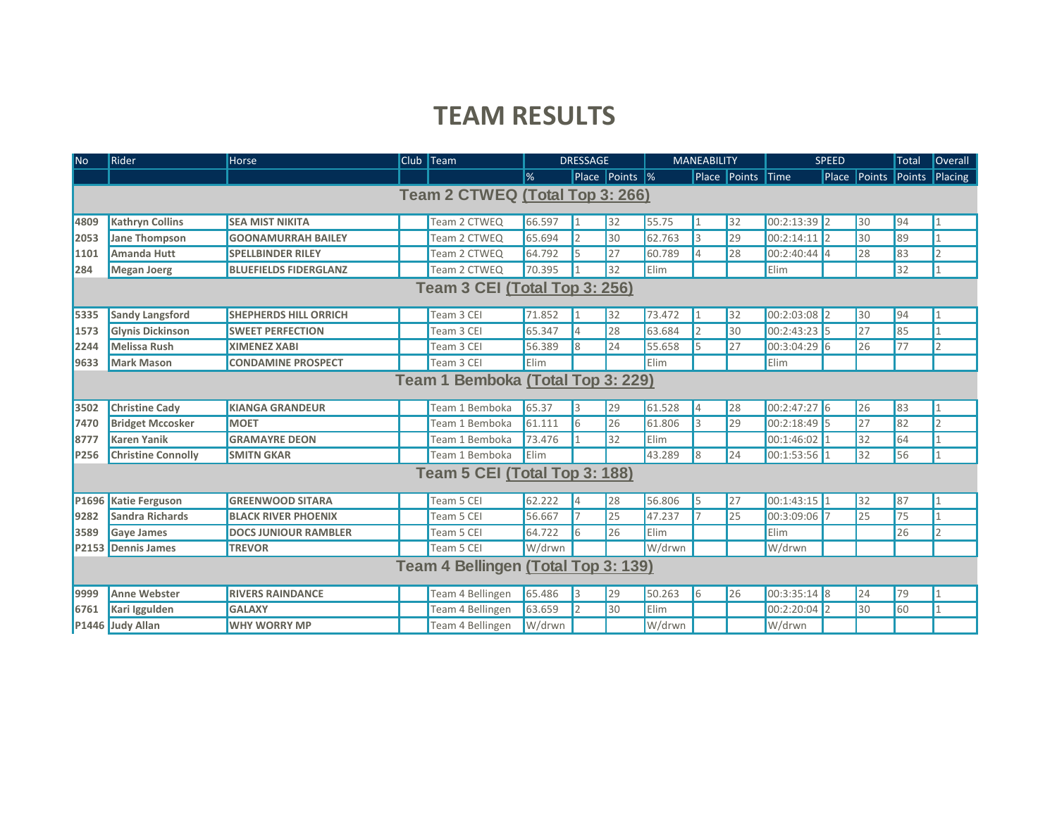# TEAM RESULTS

| No | Rider | Horse | Club | Team | DRESSAGE | | | MANEABILITY | | | SPEED | | | Total | Overall |
|---|---|---|---|---|---|---|---|---|---|---|---|---|---|---|---|
| | | | | | % | Place | Points | % | Place | Points | Time | Place | Points | Points | Placing |
| **Team 2 CTWEQ (Total Top 3: 266)** | | | | | | | | | | | | | | | |
| **4809** | **Kathryn Collins** | **SEA MIST NIKITA** | | Team 2 CTWEQ | 66.597 | 1 | 32 | 55.75 | 1 | 32 | 00:2:13:39 | 2 | 30 | 94 | 1 |
| **2053** | **Jane Thompson** | **GOONAMURRAH BAILEY** | | Team 2 CTWEQ | 65.694 | 2 | 30 | 62.763 | 3 | 29 | 00:2:14:11 | 2 | 30 | 89 | 1 |
| **1101** | **Amanda Hutt** | **SPELLBINDER RILEY** | | Team 2 CTWEQ | 64.792 | 5 | 27 | 60.789 | 4 | 28 | 00:2:40:44 | 4 | 28 | 83 | 2 |
| **284** | **Megan Joerg** | **BLUEFIELDS FIDERGLANZ** | | Team 2 CTWEQ | 70.395 | 1 | 32 | Elim | | | Elim | | | 32 | 1 |
| **Team 3 CEI (Total Top 3: 256)** | | | | | | | | | | | | | | | |
| **5335** | **Sandy Langsford** | **SHEPHERDS HILL ORRICH** | | Team 3 CEI | 71.852 | 1 | 32 | 73.472 | 1 | 32 | 00:2:03:08 | 2 | 30 | 94 | 1 |
| **1573** | **Glynis Dickinson** | **SWEET PERFECTION** | | Team 3 CEI | 65.347 | 4 | 28 | 63.684 | 2 | 30 | 00:2:43:23 | 5 | 27 | 85 | 1 |
| **2244** | **Melissa Rush** | **XIMENEZ XABI** | | Team 3 CEI | 56.389 | 8 | 24 | 55.658 | 5 | 27 | 00:3:04:29 | 6 | 26 | 77 | 2 |
| **9633** | **Mark Mason** | **CONDAMINE PROSPECT** | | Team 3 CEI | Elim | | | Elim | | | Elim | | | | |
| **Team 1 Bemboka (Total Top 3: 229)** | | | | | | | | | | | | | | | |
| **3502** | **Christine Cady** | **KIANGA GRANDEUR** | | Team 1 Bemboka | 65.37 | 3 | 29 | 61.528 | 4 | 28 | 00:2:47:27 | 6 | 26 | 83 | 1 |
| **7470** | **Bridget Mccosker** | **MOET** | | Team 1 Bemboka | 61.111 | 6 | 26 | 61.806 | 3 | 29 | 00:2:18:49 | 5 | 27 | 82 | 2 |
| **8777** | **Karen Yanik** | **GRAMAYRE DEON** | | Team 1 Bemboka | 73.476 | 1 | 32 | Elim | | | 00:1:46:02 | 1 | 32 | 64 | 1 |
| **P256** | **Christine Connolly** | **SMITN GKAR** | | Team 1 Bemboka | Elim | | | 43.289 | 8 | 24 | 00:1:53:56 | 1 | 32 | 56 | 1 |
| **Team 5 CEI (Total Top 3: 188)** | | | | | | | | | | | | | | | |
| **P1696** | **Katie Ferguson** | **GREENWOOD SITARA** | | Team 5 CEI | 62.222 | 4 | 28 | 56.806 | 5 | 27 | 00:1:43:15 | 1 | 32 | 87 | 1 |
| **9282** | **Sandra Richards** | **BLACK RIVER PHOENIX** | | Team 5 CEI | 56.667 | 7 | 25 | 47.237 | 7 | 25 | 00:3:09:06 | 7 | 25 | 75 | 1 |
| **3589** | **Gaye James** | **DOCS JUNIOUR RAMBLER** | | Team 5 CEI | 64.722 | 6 | 26 | Elim | | | Elim | | | 26 | 2 |
| **P2153** | **Dennis James** | **TREVOR** | | Team 5 CEI | W/drwn | | | W/drwn | | | W/drwn | | | | |
| **Team 4 Bellingen (Total Top 3: 139)** | | | | | | | | | | | | | | | |
| **9999** | **Anne Webster** | **RIVERS RAINDANCE** | | Team 4 Bellingen | 65.486 | 3 | 29 | 50.263 | 6 | 26 | 00:3:35:14 | 8 | 24 | 79 | 1 |
| **6761** | **Kari Iggulden** | **GALAXY** | | Team 4 Bellingen | 63.659 | 2 | 30 | Elim | | | 00:2:20:04 | 2 | 30 | 60 | 1 |
| **P1446** | **Judy Allan** | **WHY WORRY MP** | | Team 4 Bellingen | W/drwn | | | W/drwn | | | W/drwn | | | | |